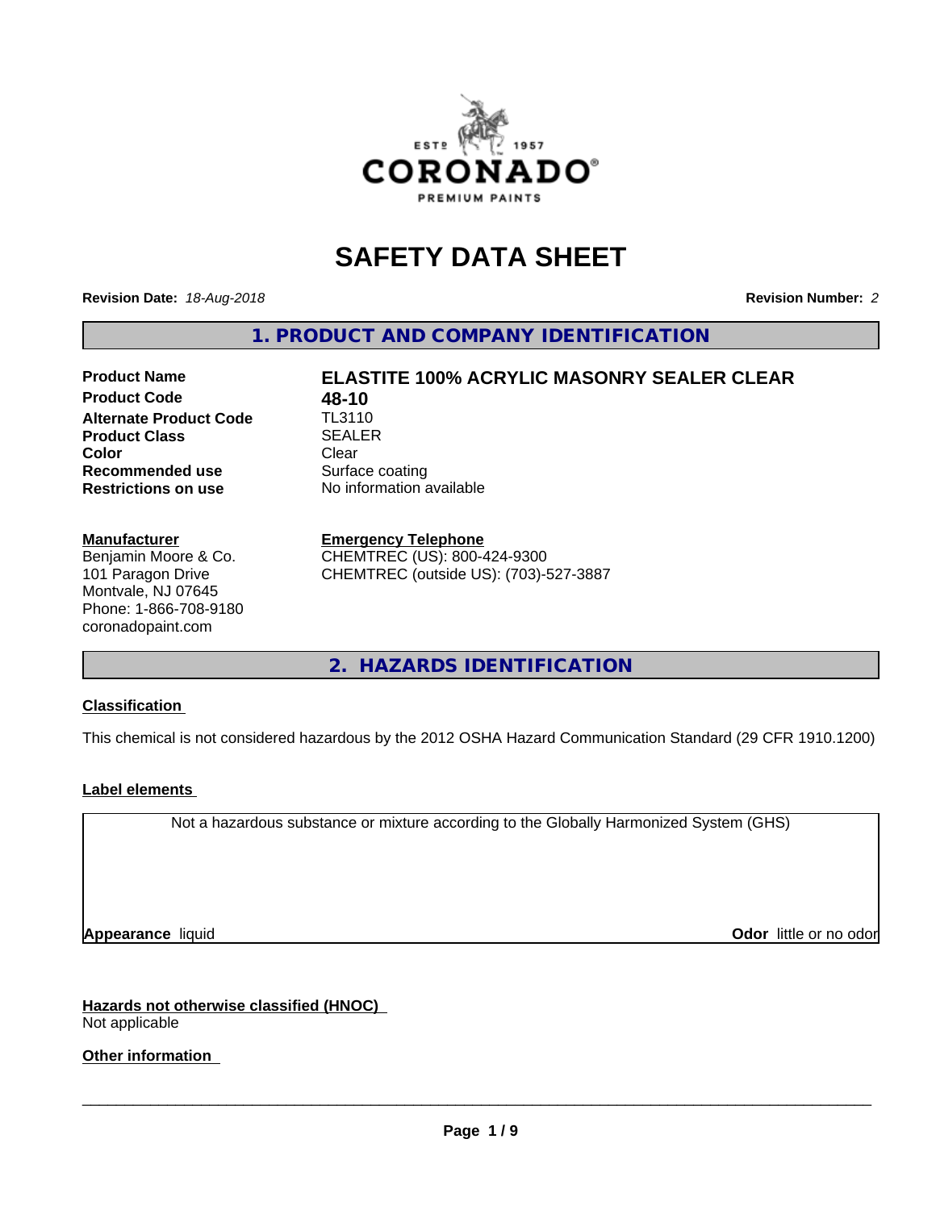# SAFETY DATA SHEET

**Revision Date:** *18-Aug-2018* **Revision Number:** *2*

## 1. PRODUCT AND COMPANY IDENTIFICATION

| | |
|---|---|
| **Product Name** | **ELASTITE 100% ACRYLIC MASONRY SEALER CLEAR** |
| **Product Code** | **48-10** |
| **Alternate Product Code** | TL3110 |
| **Product Class** | SEALER |
| **Color** | Clear |
| **Recommended use** | Surface coating |
| **Restrictions on use** | No information available |

**Manufacturer**
Benjamin Moore & Co.
101 Paragon Drive
Montvale, NJ 07645
Phone: 1-866-708-9180
coronadopaint.com

**Emergency Telephone**
CHEMTREC (US): 800-424-9300
CHEMTREC (outside US): (703)-527-3887

## 2. HAZARDS IDENTIFICATION

### Classification

This chemical is not considered hazardous by the 2012 OSHA Hazard Communication Standard (29 CFR 1910.1200)

### Label elements

Not a hazardous substance or mixture according to the Globally Harmonized System (GHS)

**Appearance** liquid **Odor** little or no odor

### Hazards not otherwise classified (HNOC)

Not applicable

### Other information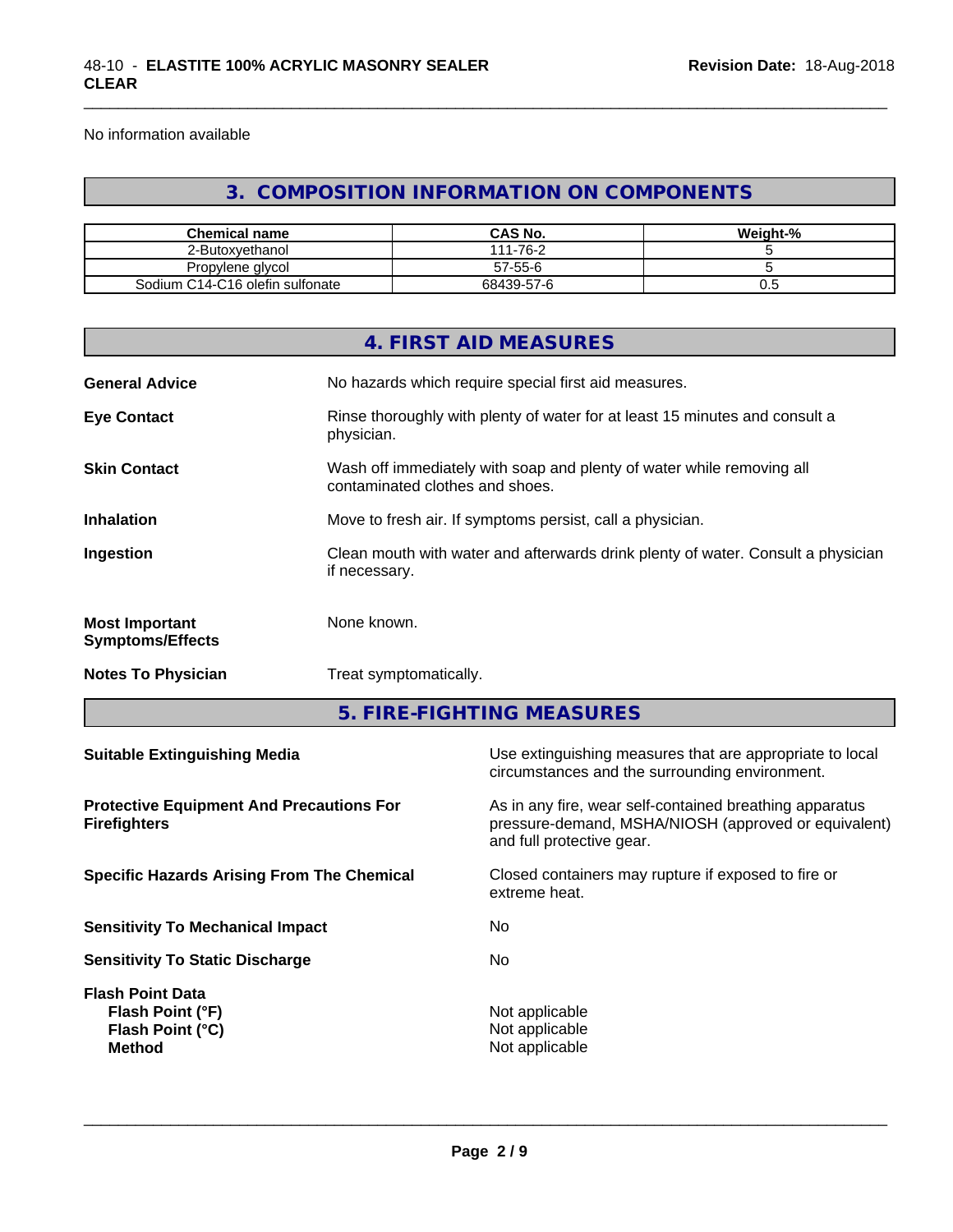No information available

## 3. COMPOSITION INFORMATION ON COMPONENTS

| Chemical name | CAS No. | Weight-% |
|---|---|---|
| 2-Butoxyethanol | 111-76-2 | 5 |
| Propylene glycol | 57-55-6 | 5 |
| Sodium C14-C16 olefin sulfonate | 68439-57-6 | 0.5 |

## 4. FIRST AID MEASURES

**General Advice** — No hazards which require special first aid measures.

**Eye Contact** — Rinse thoroughly with plenty of water for at least 15 minutes and consult a physician.

**Skin Contact** — Wash off immediately with soap and plenty of water while removing all contaminated clothes and shoes.

**Inhalation** — Move to fresh air. If symptoms persist, call a physician.

**Ingestion** — Clean mouth with water and afterwards drink plenty of water. Consult a physician if necessary.

**Most Important Symptoms/Effects** — None known.

**Notes To Physician** — Treat symptomatically.

## 5. FIRE-FIGHTING MEASURES

**Suitable Extinguishing Media** — Use extinguishing measures that are appropriate to local circumstances and the surrounding environment.

**Protective Equipment And Precautions For Firefighters** — As in any fire, wear self-contained breathing apparatus pressure-demand, MSHA/NIOSH (approved or equivalent) and full protective gear.

**Specific Hazards Arising From The Chemical** — Closed containers may rupture if exposed to fire or extreme heat.

**Sensitivity To Mechanical Impact** — No

**Sensitivity To Static Discharge** — No

**Flash Point Data**
- **Flash Point (°F)** — Not applicable
- **Flash Point (°C)** — Not applicable
- **Method** — Not applicable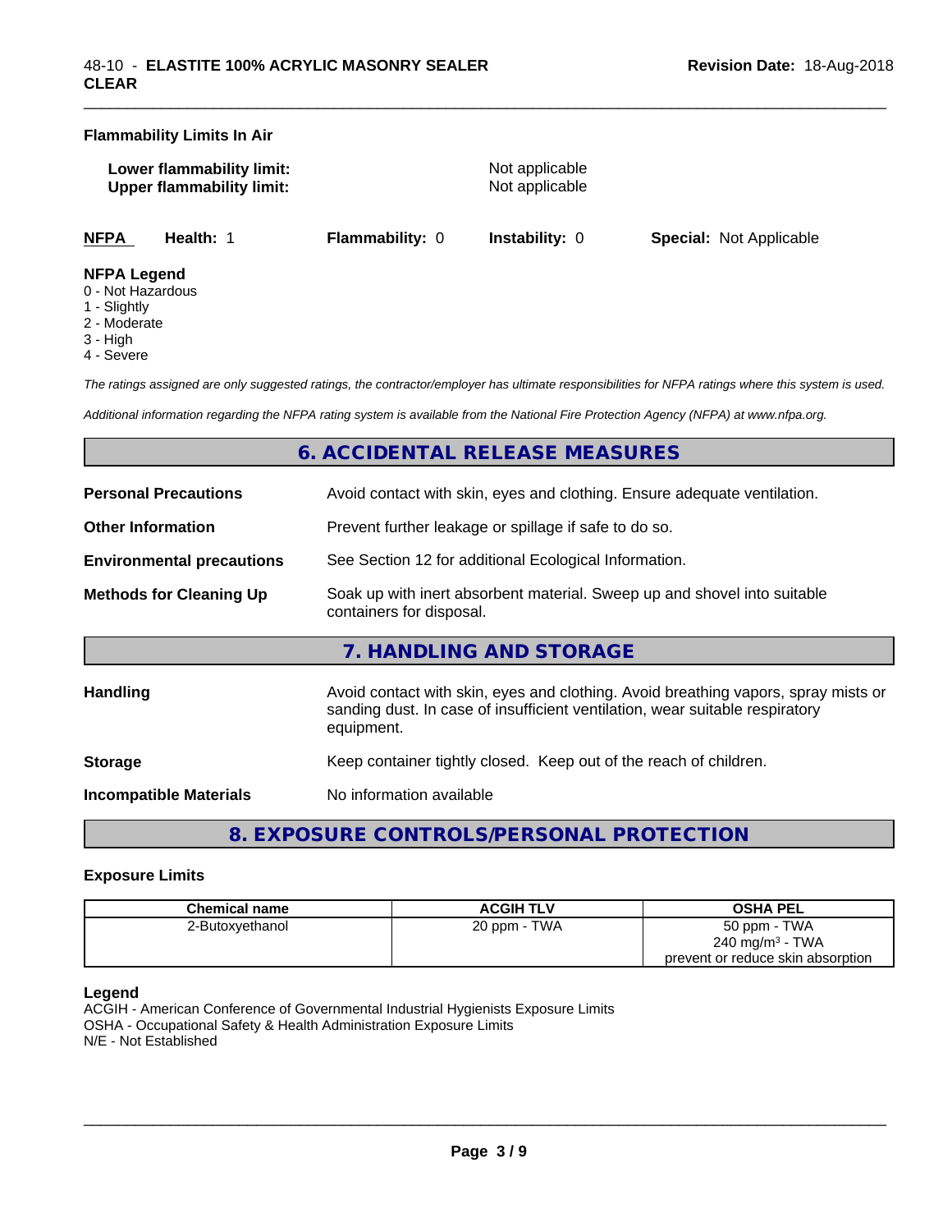**Flammability Limits In Air**

**Lower flammability limit:** Not applicable
**Upper flammability limit:** Not applicable

| NFPA | Health: 1 | Flammability: 0 | Instability: 0 | Special: Not Applicable |
|---|---|---|---|---|

**NFPA Legend**
0 - Not Hazardous
1 - Slightly
2 - Moderate
3 - High
4 - Severe

*The ratings assigned are only suggested ratings, the contractor/employer has ultimate responsibilities for NFPA ratings where this system is used.*

*Additional information regarding the NFPA rating system is available from the National Fire Protection Agency (NFPA) at www.nfpa.org.*

## 6. ACCIDENTAL RELEASE MEASURES

**Personal Precautions** Avoid contact with skin, eyes and clothing. Ensure adequate ventilation.

**Other Information** Prevent further leakage or spillage if safe to do so.

**Environmental precautions** See Section 12 for additional Ecological Information.

**Methods for Cleaning Up** Soak up with inert absorbent material. Sweep up and shovel into suitable containers for disposal.

## 7. HANDLING AND STORAGE

**Handling** Avoid contact with skin, eyes and clothing. Avoid breathing vapors, spray mists or sanding dust. In case of insufficient ventilation, wear suitable respiratory equipment.

**Storage** Keep container tightly closed. Keep out of the reach of children.

**Incompatible Materials** No information available

## 8. EXPOSURE CONTROLS/PERSONAL PROTECTION

**Exposure Limits**

| Chemical name | ACGIH TLV | OSHA PEL |
|---|---|---|
| 2-Butoxyethanol | 20 ppm - TWA | 50 ppm - TWA<br>240 mg/m³ - TWA<br>prevent or reduce skin absorption |

**Legend**
ACGIH - American Conference of Governmental Industrial Hygienists Exposure Limits
OSHA - Occupational Safety & Health Administration Exposure Limits
N/E - Not Established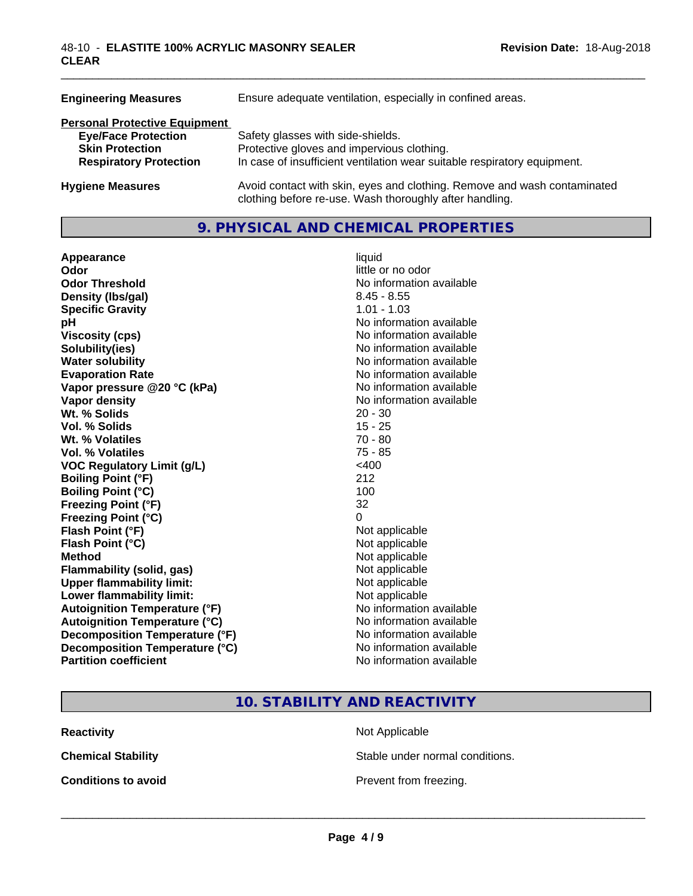| | |
|---|---|
| **Engineering Measures** | Ensure adequate ventilation, especially in confined areas. |

**Personal Protective Equipment**

| | |
|---|---|
| **Eye/Face Protection** | Safety glasses with side-shields. |
| **Skin Protection** | Protective gloves and impervious clothing. |
| **Respiratory Protection** | In case of insufficient ventilation wear suitable respiratory equipment. |
| **Hygiene Measures** | Avoid contact with skin, eyes and clothing. Remove and wash contaminated clothing before re-use. Wash thoroughly after handling. |

## 9. PHYSICAL AND CHEMICAL PROPERTIES

| | |
|---|---|
| **Appearance** | liquid |
| **Odor** | little or no odor |
| **Odor Threshold** | No information available |
| **Density (lbs/gal)** | 8.45 - 8.55 |
| **Specific Gravity** | 1.01 - 1.03 |
| **pH** | No information available |
| **Viscosity (cps)** | No information available |
| **Solubility(ies)** | No information available |
| **Water solubility** | No information available |
| **Evaporation Rate** | No information available |
| **Vapor pressure @20 °C (kPa)** | No information available |
| **Vapor density** | No information available |
| **Wt. % Solids** | 20 - 30 |
| **Vol. % Solids** | 15 - 25 |
| **Wt. % Volatiles** | 70 - 80 |
| **Vol. % Volatiles** | 75 - 85 |
| **VOC Regulatory Limit (g/L)** | <400 |
| **Boiling Point (°F)** | 212 |
| **Boiling Point (°C)** | 100 |
| **Freezing Point (°F)** | 32 |
| **Freezing Point (°C)** | 0 |
| **Flash Point (°F)** | Not applicable |
| **Flash Point (°C)** | Not applicable |
| **Method** | Not applicable |
| **Flammability (solid, gas)** | Not applicable |
| **Upper flammability limit:** | Not applicable |
| **Lower flammability limit:** | Not applicable |
| **Autoignition Temperature (°F)** | No information available |
| **Autoignition Temperature (°C)** | No information available |
| **Decomposition Temperature (°F)** | No information available |
| **Decomposition Temperature (°C)** | No information available |
| **Partition coefficient** | No information available |

## 10. STABILITY AND REACTIVITY

| | |
|---|---|
| **Reactivity** | Not Applicable |
| **Chemical Stability** | Stable under normal conditions. |
| **Conditions to avoid** | Prevent from freezing. |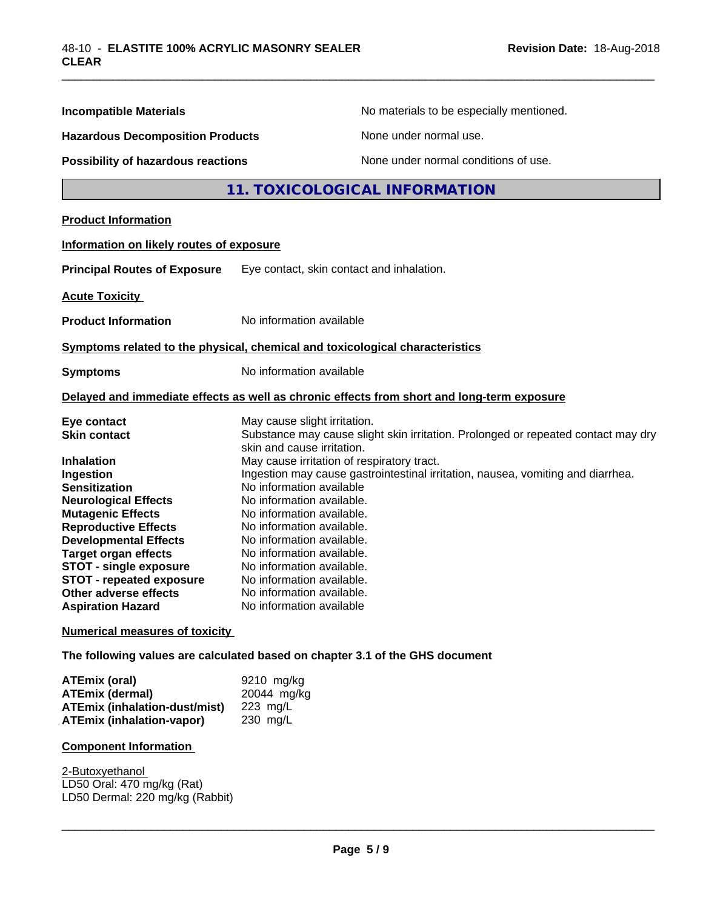| | |
|---|---|
| **Incompatible Materials** | No materials to be especially mentioned. |
| **Hazardous Decomposition Products** | None under normal use. |
| **Possibility of hazardous reactions** | None under normal conditions of use. |

## 11. TOXICOLOGICAL INFORMATION

**Product Information**

**Information on likely routes of exposure**

**Principal Routes of Exposure** Eye contact, skin contact and inhalation.

**Acute Toxicity**

**Product Information** No information available

**Symptoms related to the physical, chemical and toxicological characteristics**

**Symptoms** No information available

**Delayed and immediate effects as well as chronic effects from short and long-term exposure**

| | |
|---|---|
| **Eye contact** | May cause slight irritation. |
| **Skin contact** | Substance may cause slight skin irritation. Prolonged or repeated contact may dry skin and cause irritation. |
| **Inhalation** | May cause irritation of respiratory tract. |
| **Ingestion** | Ingestion may cause gastrointestinal irritation, nausea, vomiting and diarrhea. |
| **Sensitization** | No information available |
| **Neurological Effects** | No information available. |
| **Mutagenic Effects** | No information available. |
| **Reproductive Effects** | No information available. |
| **Developmental Effects** | No information available. |
| **Target organ effects** | No information available. |
| **STOT - single exposure** | No information available. |
| **STOT - repeated exposure** | No information available. |
| **Other adverse effects** | No information available. |
| **Aspiration Hazard** | No information available |

**Numerical measures of toxicity**

**The following values are calculated based on chapter 3.1 of the GHS document**

| | |
|---|---|
| **ATEmix (oral)** | 9210 mg/kg |
| **ATEmix (dermal)** | 20044 mg/kg |
| **ATEmix (inhalation-dust/mist)** | 223 mg/L |
| **ATEmix (inhalation-vapor)** | 230 mg/L |

**Component Information**

2-Butoxyethanol
LD50 Oral: 470 mg/kg (Rat)
LD50 Dermal: 220 mg/kg (Rabbit)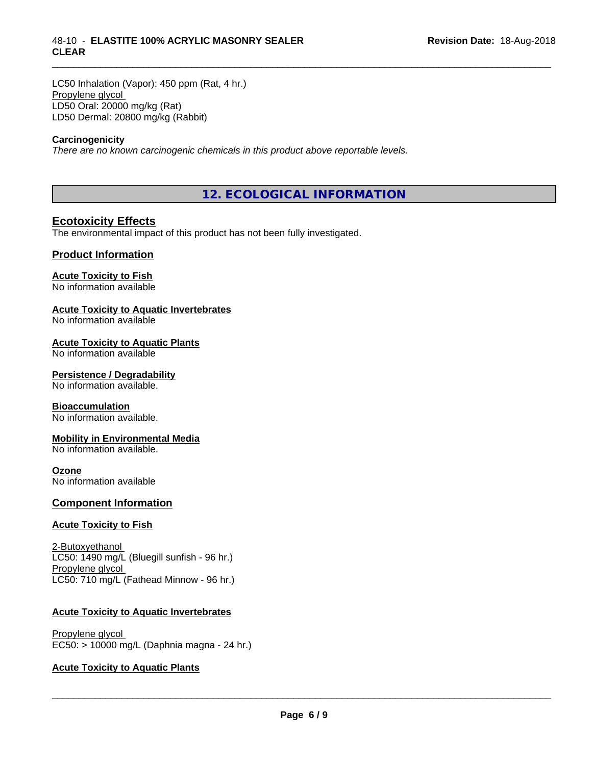LC50 Inhalation (Vapor): 450 ppm (Rat, 4 hr.)
Propylene glycol
LD50 Oral: 20000 mg/kg (Rat)
LD50 Dermal: 20800 mg/kg (Rabbit)

**Carcinogenicity**
*There are no known carcinogenic chemicals in this product above reportable levels.*

## 12. ECOLOGICAL INFORMATION

### Ecotoxicity Effects

The environmental impact of this product has not been fully investigated.

### Product Information

**Acute Toxicity to Fish**
No information available

**Acute Toxicity to Aquatic Invertebrates**
No information available

**Acute Toxicity to Aquatic Plants**
No information available

**Persistence / Degradability**
No information available.

**Bioaccumulation**
No information available.

**Mobility in Environmental Media**
No information available.

**Ozone**
No information available

### Component Information

**Acute Toxicity to Fish**

2-Butoxyethanol
LC50: 1490 mg/L (Bluegill sunfish - 96 hr.)
Propylene glycol
LC50: 710 mg/L (Fathead Minnow - 96 hr.)

**Acute Toxicity to Aquatic Invertebrates**

Propylene glycol
EC50: > 10000 mg/L (Daphnia magna - 24 hr.)

**Acute Toxicity to Aquatic Plants**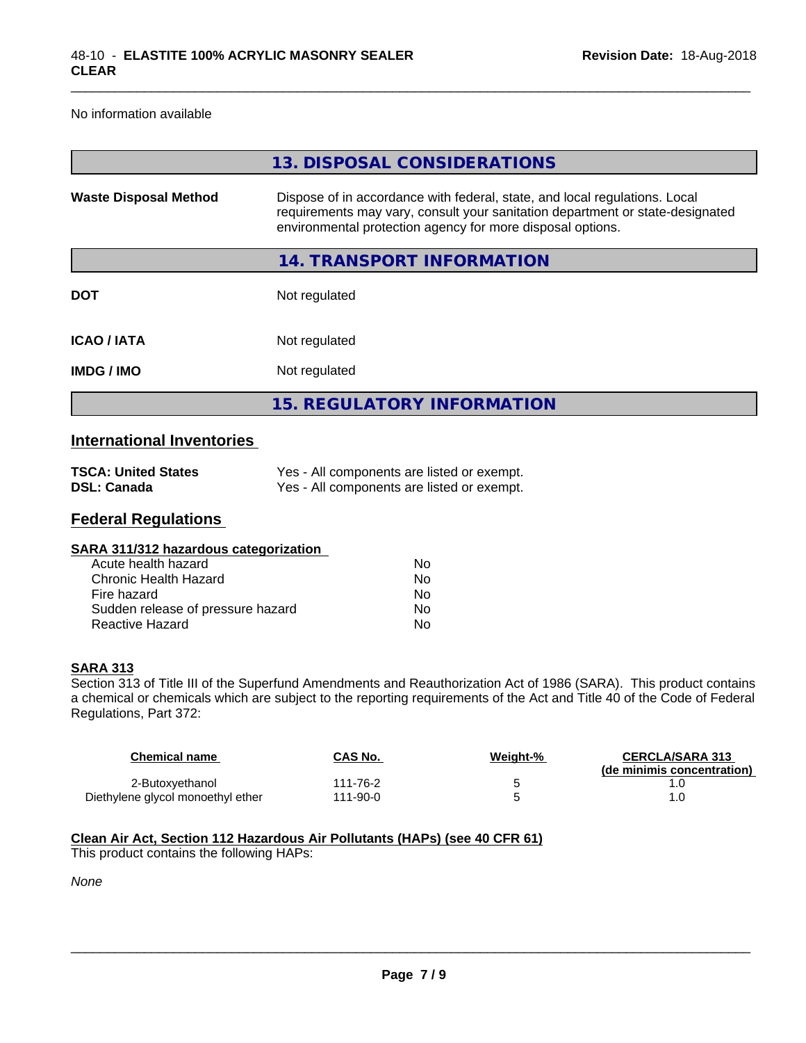No information available

## 13. DISPOSAL CONSIDERATIONS

| | |
|---|---|
| **Waste Disposal Method** | Dispose of in accordance with federal, state, and local regulations. Local requirements may vary, consult your sanitation department or state-designated environmental protection agency for more disposal options. |

## 14. TRANSPORT INFORMATION

| | |
|---|---|
| **DOT** | Not regulated |
| **ICAO / IATA** | Not regulated |
| **IMDG / IMO** | Not regulated |

## 15. REGULATORY INFORMATION

### International Inventories

| | |
|---|---|
| **TSCA: United States** | Yes - All components are listed or exempt. |
| **DSL: Canada** | Yes - All components are listed or exempt. |

### Federal Regulations

**SARA 311/312 hazardous categorization**

| | |
|---|---|
| Acute health hazard | No |
| Chronic Health Hazard | No |
| Fire hazard | No |
| Sudden release of pressure hazard | No |
| Reactive Hazard | No |

**SARA 313**

Section 313 of Title III of the Superfund Amendments and Reauthorization Act of 1986 (SARA). This product contains a chemical or chemicals which are subject to the reporting requirements of the Act and Title 40 of the Code of Federal Regulations, Part 372:

| Chemical name | CAS No. | Weight-% | CERCLA/SARA 313 (de minimis concentration) |
|---|---|---|---|
| 2-Butoxyethanol | 111-76-2 | 5 | 1.0 |
| Diethylene glycol monoethyl ether | 111-90-0 | 5 | 1.0 |

**Clean Air Act, Section 112 Hazardous Air Pollutants (HAPs) (see 40 CFR 61)**

This product contains the following HAPs:

*None*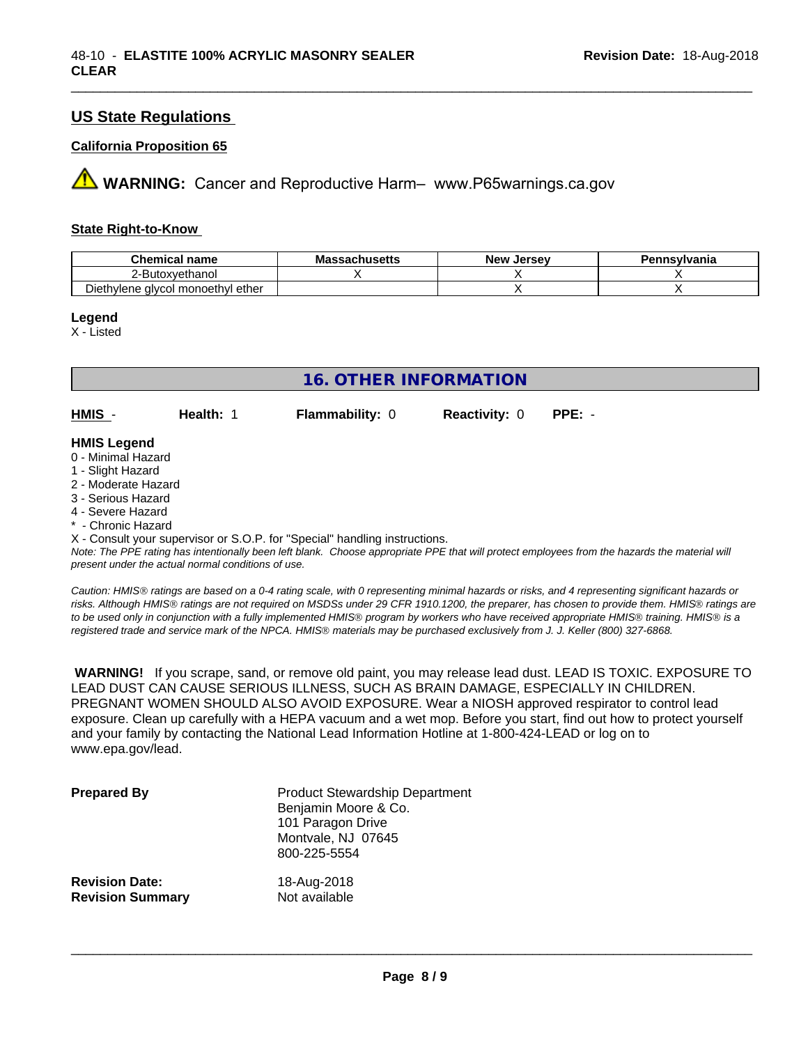## US State Regulations

### California Proposition 65

**WARNING:** Cancer and Reproductive Harm– www.P65warnings.ca.gov

### State Right-to-Know

| Chemical name | Massachusetts | New Jersey | Pennsylvania |
|---|---|---|---|
| 2-Butoxyethanol | X | X | X |
| Diethylene glycol monoethyl ether | | X | X |

**Legend**
X - Listed

## 16. OTHER INFORMATION

| HMIS - | Health: 1 | Flammability: 0 | Reactivity: 0 | PPE: - |
|---|---|---|---|---|

**HMIS Legend**
0 - Minimal Hazard
1 - Slight Hazard
2 - Moderate Hazard
3 - Serious Hazard
4 - Severe Hazard
* - Chronic Hazard
X - Consult your supervisor or S.O.P. for "Special" handling instructions.

*Note: The PPE rating has intentionally been left blank. Choose appropriate PPE that will protect employees from the hazards the material will present under the actual normal conditions of use.*

*Caution: HMIS® ratings are based on a 0-4 rating scale, with 0 representing minimal hazards or risks, and 4 representing significant hazards or risks. Although HMIS® ratings are not required on MSDSs under 29 CFR 1910.1200, the preparer, has chosen to provide them. HMIS® ratings are to be used only in conjunction with a fully implemented HMIS® program by workers who have received appropriate HMIS® training. HMIS® is a registered trade and service mark of the NPCA. HMIS® materials may be purchased exclusively from J. J. Keller (800) 327-6868.*

**WARNING!** If you scrape, sand, or remove old paint, you may release lead dust. LEAD IS TOXIC. EXPOSURE TO LEAD DUST CAN CAUSE SERIOUS ILLNESS, SUCH AS BRAIN DAMAGE, ESPECIALLY IN CHILDREN. PREGNANT WOMEN SHOULD ALSO AVOID EXPOSURE. Wear a NIOSH approved respirator to control lead exposure. Clean up carefully with a HEPA vacuum and a wet mop. Before you start, find out how to protect yourself and your family by contacting the National Lead Information Hotline at 1-800-424-LEAD or log on to www.epa.gov/lead.

**Prepared By**
Product Stewardship Department
Benjamin Moore & Co.
101 Paragon Drive
Montvale, NJ 07645
800-225-5554

**Revision Date:** 18-Aug-2018
**Revision Summary** Not available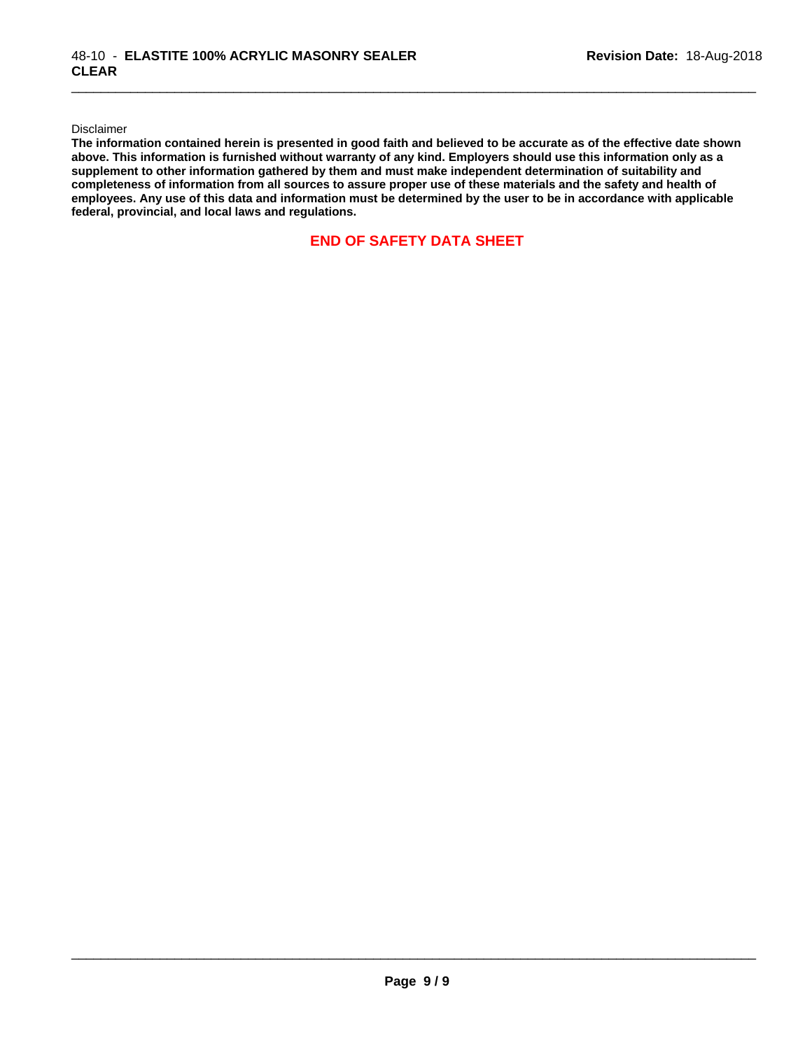Disclaimer

**The information contained herein is presented in good faith and believed to be accurate as of the effective date shown above. This information is furnished without warranty of any kind. Employers should use this information only as a supplement to other information gathered by them and must make independent determination of suitability and completeness of information from all sources to assure proper use of these materials and the safety and health of employees. Any use of this data and information must be determined by the user to be in accordance with applicable federal, provincial, and local laws and regulations.**

**END OF SAFETY DATA SHEET**